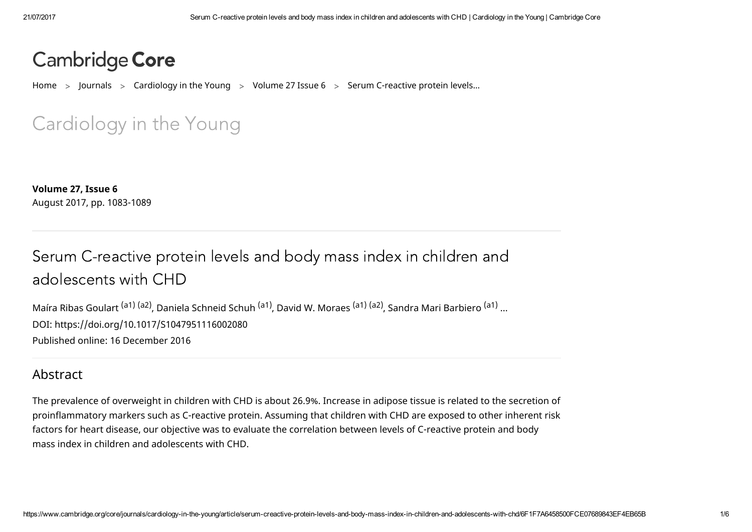Cambridge **Core**

Home > Journals > Cardiology in the Young > Volume 27 Issue 6 > Serum C-reactive protein levels...

Cardiology in the Young

**Volume 27, Issue 6**
August 2017, pp. 1083-1089

# Serum C-reactive protein levels and body mass index in children and adolescents with CHD

Maíra Ribas Goulart [a1] [a2], Daniela Schneid Schuh [a1], David W. Moraes [a1] [a2], Sandra Mari Barbiero [a1] ...

DOI: https://doi.org/10.1017/S1047951116002080

Published online: 16 December 2016

## Abstract

The prevalence of overweight in children with CHD is about 26.9%. Increase in adipose tissue is related to the secretion of proinflammatory markers such as C-reactive protein. Assuming that children with CHD are exposed to other inherent risk factors for heart disease, our objective was to evaluate the correlation between levels of C-reactive protein and body mass index in children and adolescents with CHD.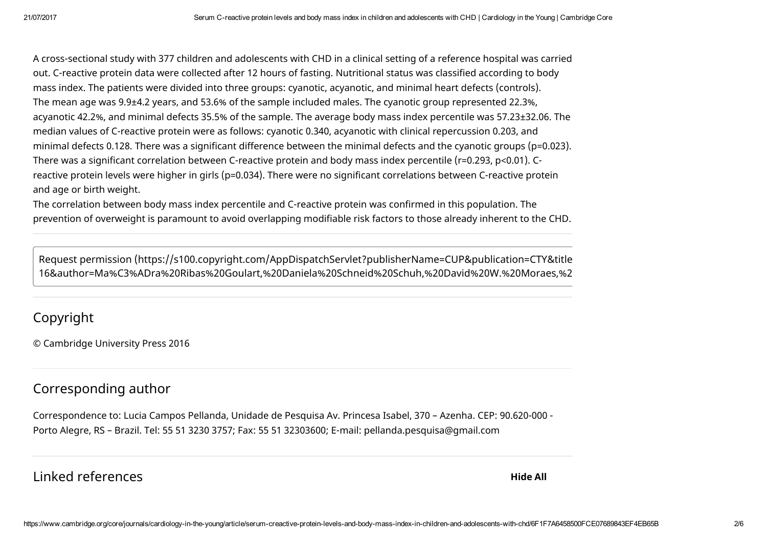A cross-sectional study with 377 children and adolescents with CHD in a clinical setting of a reference hospital was carried out. C-reactive protein data were collected after 12 hours of fasting. Nutritional status was classified according to body mass index. The patients were divided into three groups: cyanotic, acyanotic, and minimal heart defects (controls).

The mean age was 9.9±4.2 years, and 53.6% of the sample included males. The cyanotic group represented 22.3%, acyanotic 42.2%, and minimal defects 35.5% of the sample. The average body mass index percentile was 57.23±32.06. The median values of C-reactive protein were as follows: cyanotic 0.340, acyanotic with clinical repercussion 0.203, and minimal defects 0.128. There was a significant difference between the minimal defects and the cyanotic groups ($p=0.023$). There was a significant correlation between C-reactive protein and body mass index percentile ($r=0.293$, $p<0.01$). C-reactive protein levels were higher in girls ($p=0.034$). There were no significant correlations between C-reactive protein and age or birth weight.

The correlation between body mass index percentile and C-reactive protein was confirmed in this population. The prevention of overweight is paramount to avoid overlapping modifiable risk factors to those already inherent to the CHD.

Request permission (https://s100.copyright.com/AppDispatchServlet?publisherName=CUP&publication=CTY&title 16&author=Ma%C3%ADra%20Ribas%20Goulart,%20Daniela%20Schneid%20Schuh,%20David%20W.%20Moraes,%2

## Copyright

© Cambridge University Press 2016

## Corresponding author

Correspondence to: Lucia Campos Pellanda, Unidade de Pesquisa Av. Princesa Isabel, 370 – Azenha. CEP: 90.620-000 - Porto Alegre, RS – Brazil. Tel: 55 51 3230 3757; Fax: 55 51 32303600; E-mail: pellanda.pesquisa@gmail.com

## Linked references

**Hide All**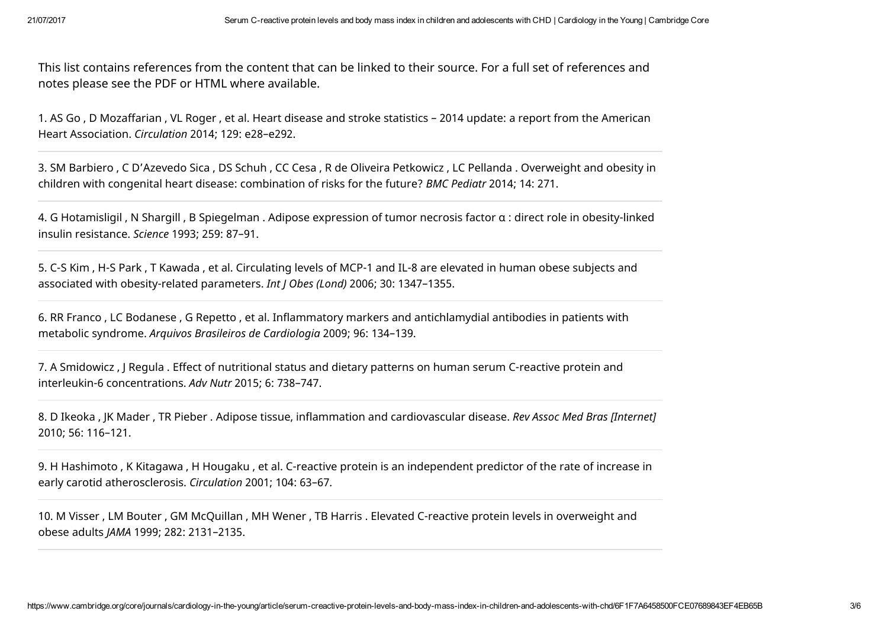This list contains references from the content that can be linked to their source. For a full set of references and notes please see the PDF or HTML where available.

1. AS Go , D Mozaffarian , VL Roger , et al. Heart disease and stroke statistics – 2014 update: a report from the American Heart Association. *Circulation* 2014; 129: e28–e292.

3. SM Barbiero , C D'Azevedo Sica , DS Schuh , CC Cesa , R de Oliveira Petkowicz , LC Pellanda . Overweight and obesity in children with congenital heart disease: combination of risks for the future? *BMC Pediatr* 2014; 14: 271.

4. G Hotamisligil , N Shargill , B Spiegelman . Adipose expression of tumor necrosis factor α : direct role in obesity-linked insulin resistance. *Science* 1993; 259: 87–91.

5. C-S Kim , H-S Park , T Kawada , et al. Circulating levels of MCP-1 and IL-8 are elevated in human obese subjects and associated with obesity-related parameters. *Int J Obes (Lond)* 2006; 30: 1347–1355.

6. RR Franco , LC Bodanese , G Repetto , et al. Inflammatory markers and antichlamydial antibodies in patients with metabolic syndrome. *Arquivos Brasileiros de Cardiologia* 2009; 96: 134–139.

7. A Smidowicz , J Regula . Effect of nutritional status and dietary patterns on human serum C-reactive protein and interleukin-6 concentrations. *Adv Nutr* 2015; 6: 738–747.

8. D Ikeoka , JK Mader , TR Pieber . Adipose tissue, inflammation and cardiovascular disease. *Rev Assoc Med Bras [Internet]* 2010; 56: 116–121.

9. H Hashimoto , K Kitagawa , H Hougaku , et al. C-reactive protein is an independent predictor of the rate of increase in early carotid atherosclerosis. *Circulation* 2001; 104: 63–67.

10. M Visser , LM Bouter , GM McQuillan , MH Wener , TB Harris . Elevated C-reactive protein levels in overweight and obese adults *JAMA* 1999; 282: 2131–2135.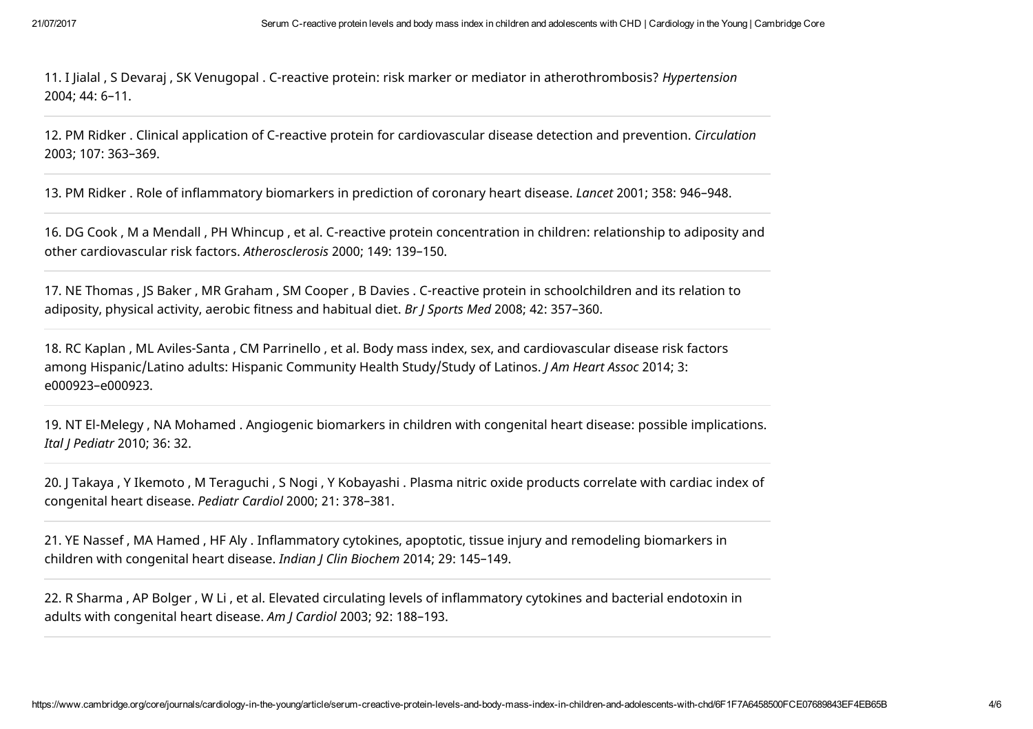11. I Jialal , S Devaraj , SK Venugopal . C-reactive protein: risk marker or mediator in atherothrombosis? *Hypertension* 2004; 44: 6–11.

12. PM Ridker . Clinical application of C-reactive protein for cardiovascular disease detection and prevention. *Circulation* 2003; 107: 363–369.

13. PM Ridker . Role of inflammatory biomarkers in prediction of coronary heart disease. *Lancet* 2001; 358: 946–948.

16. DG Cook , M a Mendall , PH Whincup , et al. C-reactive protein concentration in children: relationship to adiposity and other cardiovascular risk factors. *Atherosclerosis* 2000; 149: 139–150.

17. NE Thomas , JS Baker , MR Graham , SM Cooper , B Davies . C-reactive protein in schoolchildren and its relation to adiposity, physical activity, aerobic fitness and habitual diet. *Br J Sports Med* 2008; 42: 357–360.

18. RC Kaplan , ML Aviles-Santa , CM Parrinello , et al. Body mass index, sex, and cardiovascular disease risk factors among Hispanic/Latino adults: Hispanic Community Health Study/Study of Latinos. *J Am Heart Assoc* 2014; 3: e000923–e000923.

19. NT El-Melegy , NA Mohamed . Angiogenic biomarkers in children with congenital heart disease: possible implications. *Ital J Pediatr* 2010; 36: 32.

20. J Takaya , Y Ikemoto , M Teraguchi , S Nogi , Y Kobayashi . Plasma nitric oxide products correlate with cardiac index of congenital heart disease. *Pediatr Cardiol* 2000; 21: 378–381.

21. YE Nassef , MA Hamed , HF Aly . Inflammatory cytokines, apoptotic, tissue injury and remodeling biomarkers in children with congenital heart disease. *Indian J Clin Biochem* 2014; 29: 145–149.

22. R Sharma , AP Bolger , W Li , et al. Elevated circulating levels of inflammatory cytokines and bacterial endotoxin in adults with congenital heart disease. *Am J Cardiol* 2003; 92: 188–193.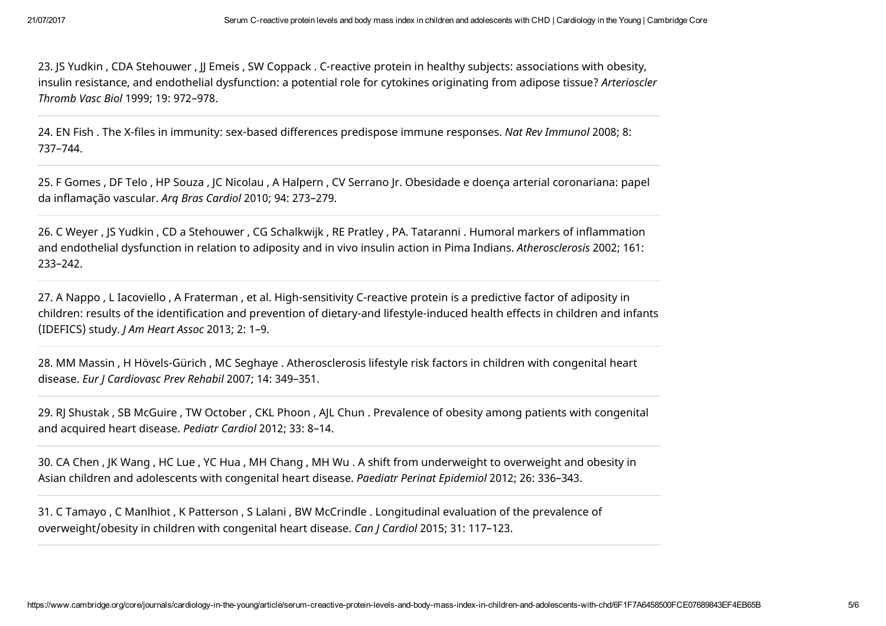23. JS Yudkin , CDA Stehouwer , JJ Emeis , SW Coppack . C-reactive protein in healthy subjects: associations with obesity, insulin resistance, and endothelial dysfunction: a potential role for cytokines originating from adipose tissue? *Arterioscler Thromb Vasc Biol* 1999; 19: 972–978.

24. EN Fish . The X-files in immunity: sex-based differences predispose immune responses. *Nat Rev Immunol* 2008; 8: 737–744.

25. F Gomes , DF Telo , HP Souza , JC Nicolau , A Halpern , CV Serrano Jr. Obesidade e doença arterial coronariana: papel da inflamação vascular. *Arq Bras Cardiol* 2010; 94: 273–279.

26. C Weyer , JS Yudkin , CD a Stehouwer , CG Schalkwijk , RE Pratley , PA. Tataranni . Humoral markers of inflammation and endothelial dysfunction in relation to adiposity and in vivo insulin action in Pima Indians. *Atherosclerosis* 2002; 161: 233–242.

27. A Nappo , L Iacoviello , A Fraterman , et al. High-sensitivity C-reactive protein is a predictive factor of adiposity in children: results of the identification and prevention of dietary-and lifestyle-induced health effects in children and infants (IDEFICS) study. *J Am Heart Assoc* 2013; 2: 1–9.

28. MM Massin , H Hövels-Gürich , MC Seghaye . Atherosclerosis lifestyle risk factors in children with congenital heart disease. *Eur J Cardiovasc Prev Rehabil* 2007; 14: 349–351.

29. RJ Shustak , SB McGuire , TW October , CKL Phoon , AJL Chun . Prevalence of obesity among patients with congenital and acquired heart disease. *Pediatr Cardiol* 2012; 33: 8–14.

30. CA Chen , JK Wang , HC Lue , YC Hua , MH Chang , MH Wu . A shift from underweight to overweight and obesity in Asian children and adolescents with congenital heart disease. *Paediatr Perinat Epidemiol* 2012; 26: 336–343.

31. C Tamayo , C Manlhiot , K Patterson , S Lalani , BW McCrindle . Longitudinal evaluation of the prevalence of overweight/obesity in children with congenital heart disease. *Can J Cardiol* 2015; 31: 117–123.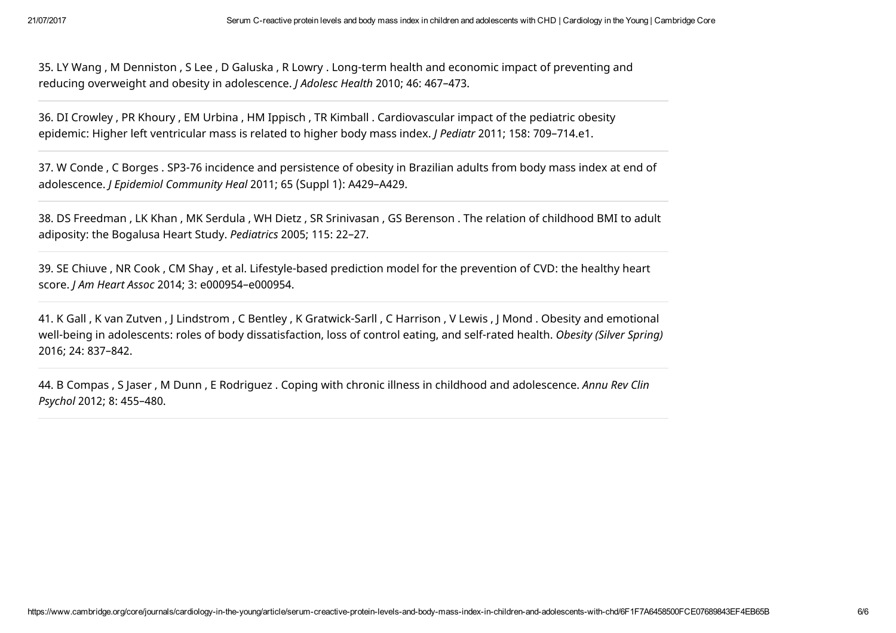35. LY Wang , M Denniston , S Lee , D Galuska , R Lowry . Long-term health and economic impact of preventing and reducing overweight and obesity in adolescence. *J Adolesc Health* 2010; 46: 467–473.

36. DI Crowley , PR Khoury , EM Urbina , HM Ippisch , TR Kimball . Cardiovascular impact of the pediatric obesity epidemic: Higher left ventricular mass is related to higher body mass index. *J Pediatr* 2011; 158: 709–714.e1.

37. W Conde , C Borges . SP3-76 incidence and persistence of obesity in Brazilian adults from body mass index at end of adolescence. *J Epidemiol Community Heal* 2011; 65 (Suppl 1): A429–A429.

38. DS Freedman , LK Khan , MK Serdula , WH Dietz , SR Srinivasan , GS Berenson . The relation of childhood BMI to adult adiposity: the Bogalusa Heart Study. *Pediatrics* 2005; 115: 22–27.

39. SE Chiuve , NR Cook , CM Shay , et al. Lifestyle-based prediction model for the prevention of CVD: the healthy heart score. *J Am Heart Assoc* 2014; 3: e000954–e000954.

41. K Gall , K van Zutven , J Lindstrom , C Bentley , K Gratwick-Sarll , C Harrison , V Lewis , J Mond . Obesity and emotional well-being in adolescents: roles of body dissatisfaction, loss of control eating, and self-rated health. *Obesity (Silver Spring)* 2016; 24: 837–842.

44. B Compas , S Jaser , M Dunn , E Rodriguez . Coping with chronic illness in childhood and adolescence. *Annu Rev Clin Psychol* 2012; 8: 455–480.